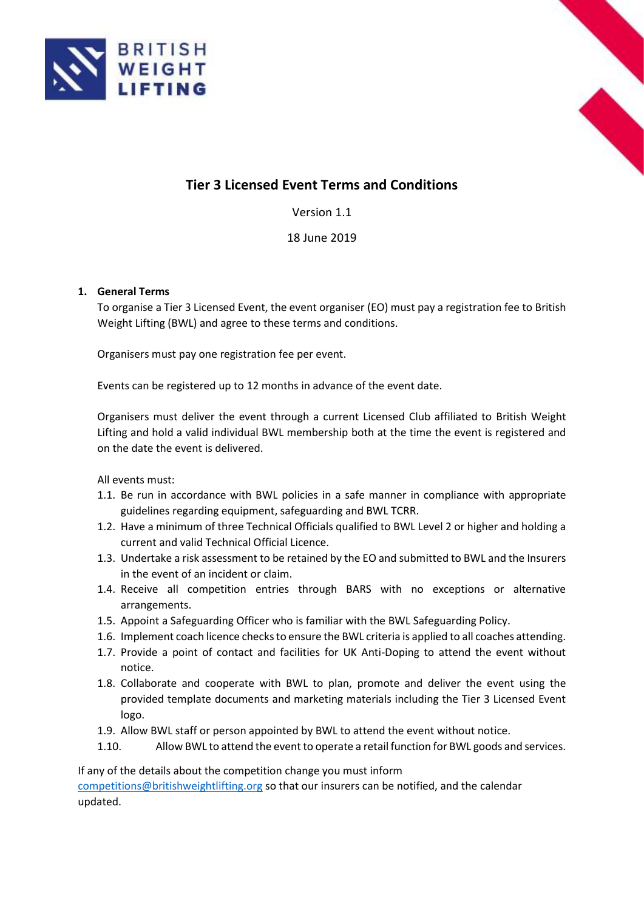# Tier 3 Licensed Event Terms and Conditions

Version 1.1

18 June 2019

## 1. General Terms

To organise a Tier 3 Licensed Event, the event organiser (EO) must pay a registration fee to British Weight Lifting (BWL) and agree to these terms and conditions.

Organisers must pay one registration fee per event.

Events can be registered up to 12 months in advance of the event date.

Organisers must deliver the event through a current Licensed Club affiliated to British Weight Lifting and hold a valid individual BWL membership both at the time the event is registered and on the date the event is delivered.

All events must:

1.1. Be run in accordance with BWL policies in a safe manner in compliance with appropriate guidelines regarding equipment, safeguarding and BWL TCRR.

1.2. Have a minimum of three Technical Officials qualified to BWL Level 2 or higher and holding a current and valid Technical Official Licence.

1.3. Undertake a risk assessment to be retained by the EO and submitted to BWL and the Insurers in the event of an incident or claim.

1.4. Receive all competition entries through BARS with no exceptions or alternative arrangements.

1.5. Appoint a Safeguarding Officer who is familiar with the BWL Safeguarding Policy.

1.6. Implement coach licence checks to ensure the BWL criteria is applied to all coaches attending.

1.7. Provide a point of contact and facilities for UK Anti-Doping to attend the event without notice.

1.8. Collaborate and cooperate with BWL to plan, promote and deliver the event using the provided template documents and marketing materials including the Tier 3 Licensed Event logo.

1.9. Allow BWL staff or person appointed by BWL to attend the event without notice.

1.10. Allow BWL to attend the event to operate a retail function for BWL goods and services.

If any of the details about the competition change you must inform competitions@britishweightlifting.org so that our insurers can be notified, and the calendar updated.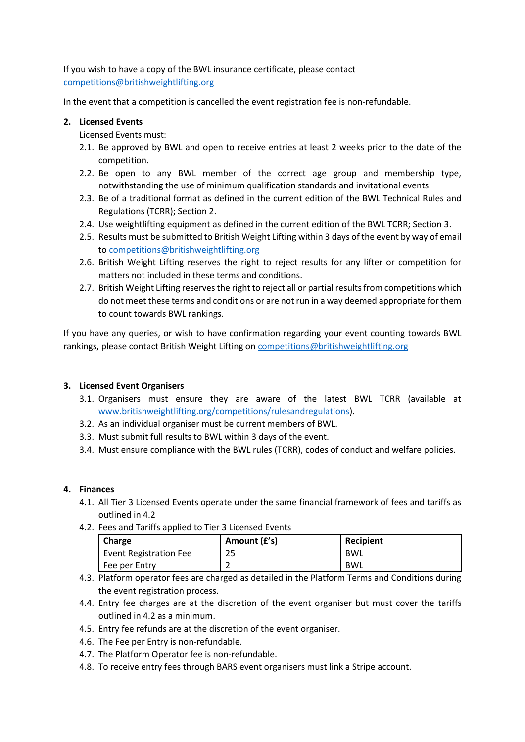If you wish to have a copy of the BWL insurance certificate, please contact competitions@britishweightlifting.org

In the event that a competition is cancelled the event registration fee is non-refundable.

## 2. Licensed Events

Licensed Events must:

2.1. Be approved by BWL and open to receive entries at least 2 weeks prior to the date of the competition.

2.2. Be open to any BWL member of the correct age group and membership type, notwithstanding the use of minimum qualification standards and invitational events.

2.3. Be of a traditional format as defined in the current edition of the BWL Technical Rules and Regulations (TCRR); Section 2.

2.4. Use weightlifting equipment as defined in the current edition of the BWL TCRR; Section 3.

2.5. Results must be submitted to British Weight Lifting within 3 days of the event by way of email to competitions@britishweightlifting.org

2.6. British Weight Lifting reserves the right to reject results for any lifter or competition for matters not included in these terms and conditions.

2.7. British Weight Lifting reserves the right to reject all or partial results from competitions which do not meet these terms and conditions or are not run in a way deemed appropriate for them to count towards BWL rankings.

If you have any queries, or wish to have confirmation regarding your event counting towards BWL rankings, please contact British Weight Lifting on competitions@britishweightlifting.org

## 3. Licensed Event Organisers

3.1. Organisers must ensure they are aware of the latest BWL TCRR (available at www.britishweightlifting.org/competitions/rulesandregulations).

3.2. As an individual organiser must be current members of BWL.

3.3. Must submit full results to BWL within 3 days of the event.

3.4. Must ensure compliance with the BWL rules (TCRR), codes of conduct and welfare policies.

## 4. Finances

4.1. All Tier 3 Licensed Events operate under the same financial framework of fees and tariffs as outlined in 4.2

4.2. Fees and Tariffs applied to Tier 3 Licensed Events

| Charge | Amount (£'s) | Recipient |
|---|---|---|
| Event Registration Fee | 25 | BWL |
| Fee per Entry | 2 | BWL |

4.3. Platform operator fees are charged as detailed in the Platform Terms and Conditions during the event registration process.

4.4. Entry fee charges are at the discretion of the event organiser but must cover the tariffs outlined in 4.2 as a minimum.

4.5. Entry fee refunds are at the discretion of the event organiser.

4.6. The Fee per Entry is non-refundable.

4.7. The Platform Operator fee is non-refundable.

4.8. To receive entry fees through BARS event organisers must link a Stripe account.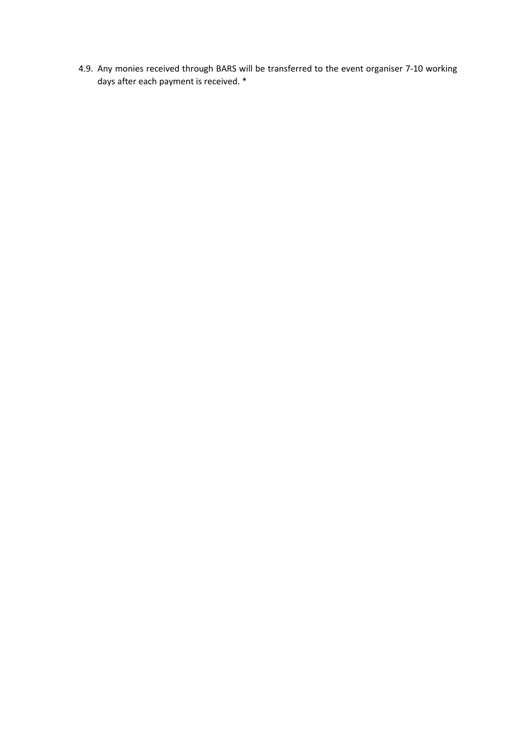4.9. Any monies received through BARS will be transferred to the event organiser 7-10 working days after each payment is received. *